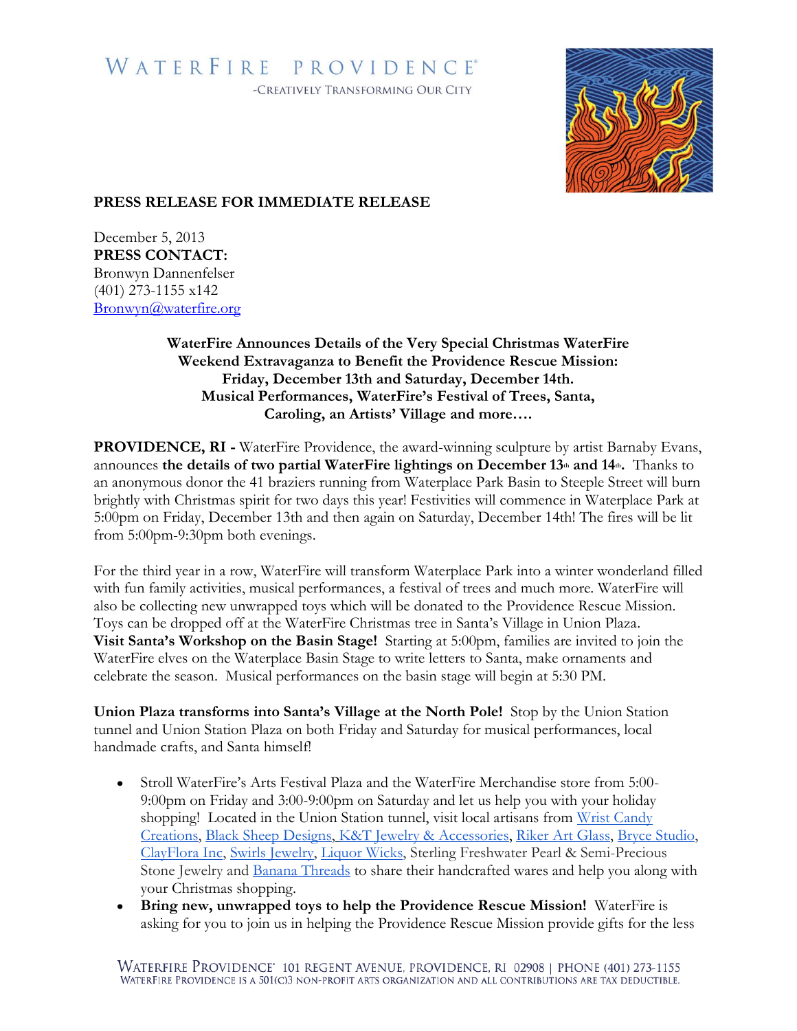# WATERFIRE PROVIDENCE®

-CREATIVELY TRANSFORMING OUR CITY

**PRESS RELEASE FOR IMMEDIATE RELEASE**

December 5, 2013
**PRESS CONTACT:**
Bronwyn Dannenfelser
(401) 273-1155 x142
Bronwyn@waterfire.org

## WaterFire Announces Details of the Very Special Christmas WaterFire Weekend Extravaganza to Benefit the Providence Rescue Mission: Friday, December 13th and Saturday, December 14th. Musical Performances, WaterFire's Festival of Trees, Santa, Caroling, an Artists' Village and more….

**PROVIDENCE, RI -** WaterFire Providence, the award-winning sculpture by artist Barnaby Evans, announces **the details of two partial WaterFire lightings on December 13th and 14th.** Thanks to an anonymous donor the 41 braziers running from Waterplace Park Basin to Steeple Street will burn brightly with Christmas spirit for two days this year! Festivities will commence in Waterplace Park at 5:00pm on Friday, December 13th and then again on Saturday, December 14th! The fires will be lit from 5:00pm-9:30pm both evenings.

For the third year in a row, WaterFire will transform Waterplace Park into a winter wonderland filled with fun family activities, musical performances, a festival of trees and much more. WaterFire will also be collecting new unwrapped toys which will be donated to the Providence Rescue Mission. Toys can be dropped off at the WaterFire Christmas tree in Santa's Village in Union Plaza. **Visit Santa's Workshop on the Basin Stage!** Starting at 5:00pm, families are invited to join the WaterFire elves on the Waterplace Basin Stage to write letters to Santa, make ornaments and celebrate the season. Musical performances on the basin stage will begin at 5:30 PM.

**Union Plaza transforms into Santa's Village at the North Pole!** Stop by the Union Station tunnel and Union Station Plaza on both Friday and Saturday for musical performances, local handmade crafts, and Santa himself!

- Stroll WaterFire's Arts Festival Plaza and the WaterFire Merchandise store from 5:00-9:00pm on Friday and 3:00-9:00pm on Saturday and let us help you with your holiday shopping! Located in the Union Station tunnel, visit local artisans from Wrist Candy Creations, Black Sheep Designs, K&T Jewelry & Accessories, Riker Art Glass, Bryce Studio, ClayFlora Inc, Swirls Jewelry, Liquor Wicks, Sterling Freshwater Pearl & Semi-Precious Stone Jewelry and Banana Threads to share their handcrafted wares and help you along with your Christmas shopping.
- **Bring new, unwrapped toys to help the Providence Rescue Mission!** WaterFire is asking for you to join us in helping the Providence Rescue Mission provide gifts for the less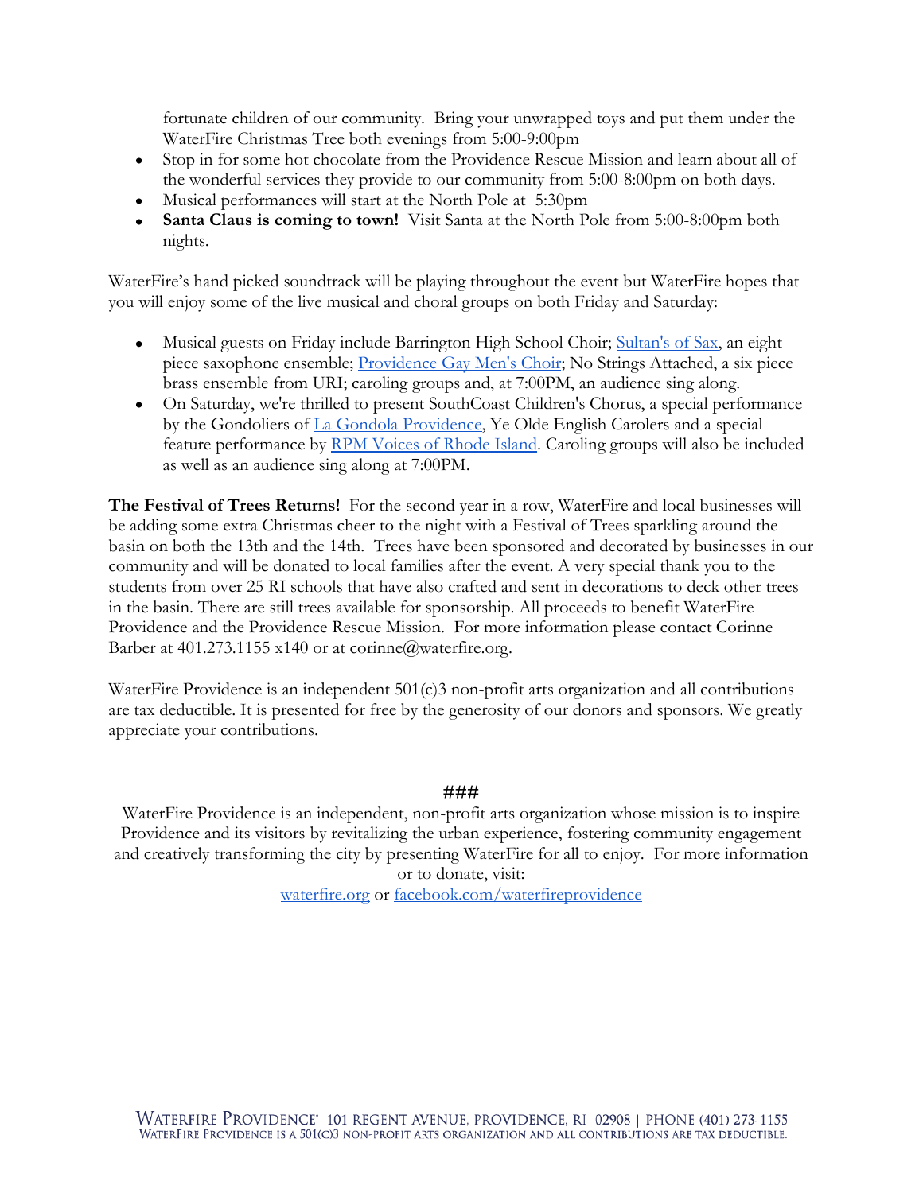fortunate children of our community. Bring your unwrapped toys and put them under the WaterFire Christmas Tree both evenings from 5:00-9:00pm

- Stop in for some hot chocolate from the Providence Rescue Mission and learn about all of the wonderful services they provide to our community from 5:00-8:00pm on both days.
- Musical performances will start at the North Pole at 5:30pm
- **Santa Claus is coming to town!** Visit Santa at the North Pole from 5:00-8:00pm both nights.

WaterFire's hand picked soundtrack will be playing throughout the event but WaterFire hopes that you will enjoy some of the live musical and choral groups on both Friday and Saturday:

- Musical guests on Friday include Barrington High School Choir; Sultan's of Sax, an eight piece saxophone ensemble; Providence Gay Men's Choir; No Strings Attached, a six piece brass ensemble from URI; caroling groups and, at 7:00PM, an audience sing along.
- On Saturday, we're thrilled to present SouthCoast Children's Chorus, a special performance by the Gondoliers of La Gondola Providence, Ye Olde English Carolers and a special feature performance by RPM Voices of Rhode Island. Caroling groups will also be included as well as an audience sing along at 7:00PM.

**The Festival of Trees Returns!** For the second year in a row, WaterFire and local businesses will be adding some extra Christmas cheer to the night with a Festival of Trees sparkling around the basin on both the 13th and the 14th. Trees have been sponsored and decorated by businesses in our community and will be donated to local families after the event. A very special thank you to the students from over 25 RI schools that have also crafted and sent in decorations to deck other trees in the basin. There are still trees available for sponsorship. All proceeds to benefit WaterFire Providence and the Providence Rescue Mission. For more information please contact Corinne Barber at 401.273.1155 x140 or at corinne@waterfire.org.

WaterFire Providence is an independent 501(c)3 non-profit arts organization and all contributions are tax deductible. It is presented for free by the generosity of our donors and sponsors. We greatly appreciate your contributions.

###

WaterFire Providence is an independent, non-profit arts organization whose mission is to inspire Providence and its visitors by revitalizing the urban experience, fostering community engagement and creatively transforming the city by presenting WaterFire for all to enjoy. For more information or to donate, visit:

waterfire.org or facebook.com/waterfireprovidence